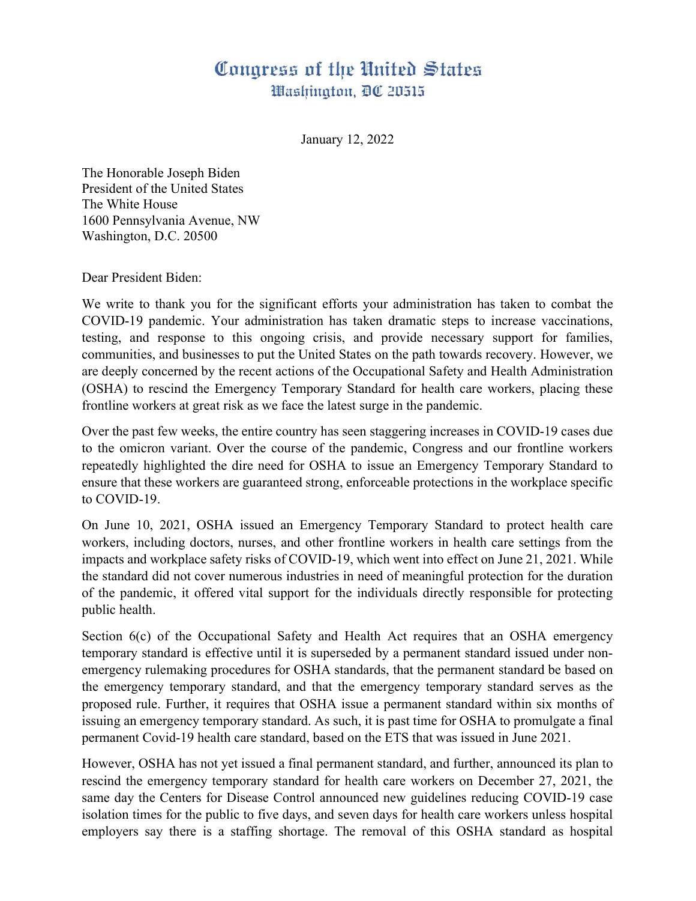# Congress of the United States
## Washington, DC 20515

January 12, 2022

The Honorable Joseph Biden
President of the United States
The White House
1600 Pennsylvania Avenue, NW
Washington, D.C. 20500

Dear President Biden:

We write to thank you for the significant efforts your administration has taken to combat the COVID-19 pandemic. Your administration has taken dramatic steps to increase vaccinations, testing, and response to this ongoing crisis, and provide necessary support for families, communities, and businesses to put the United States on the path towards recovery. However, we are deeply concerned by the recent actions of the Occupational Safety and Health Administration (OSHA) to rescind the Emergency Temporary Standard for health care workers, placing these frontline workers at great risk as we face the latest surge in the pandemic.

Over the past few weeks, the entire country has seen staggering increases in COVID-19 cases due to the omicron variant. Over the course of the pandemic, Congress and our frontline workers repeatedly highlighted the dire need for OSHA to issue an Emergency Temporary Standard to ensure that these workers are guaranteed strong, enforceable protections in the workplace specific to COVID-19.

On June 10, 2021, OSHA issued an Emergency Temporary Standard to protect health care workers, including doctors, nurses, and other frontline workers in health care settings from the impacts and workplace safety risks of COVID-19, which went into effect on June 21, 2021. While the standard did not cover numerous industries in need of meaningful protection for the duration of the pandemic, it offered vital support for the individuals directly responsible for protecting public health.

Section 6(c) of the Occupational Safety and Health Act requires that an OSHA emergency temporary standard is effective until it is superseded by a permanent standard issued under non-emergency rulemaking procedures for OSHA standards, that the permanent standard be based on the emergency temporary standard, and that the emergency temporary standard serves as the proposed rule. Further, it requires that OSHA issue a permanent standard within six months of issuing an emergency temporary standard. As such, it is past time for OSHA to promulgate a final permanent Covid-19 health care standard, based on the ETS that was issued in June 2021.

However, OSHA has not yet issued a final permanent standard, and further, announced its plan to rescind the emergency temporary standard for health care workers on December 27, 2021, the same day the Centers for Disease Control announced new guidelines reducing COVID-19 case isolation times for the public to five days, and seven days for health care workers unless hospital employers say there is a staffing shortage. The removal of this OSHA standard as hospital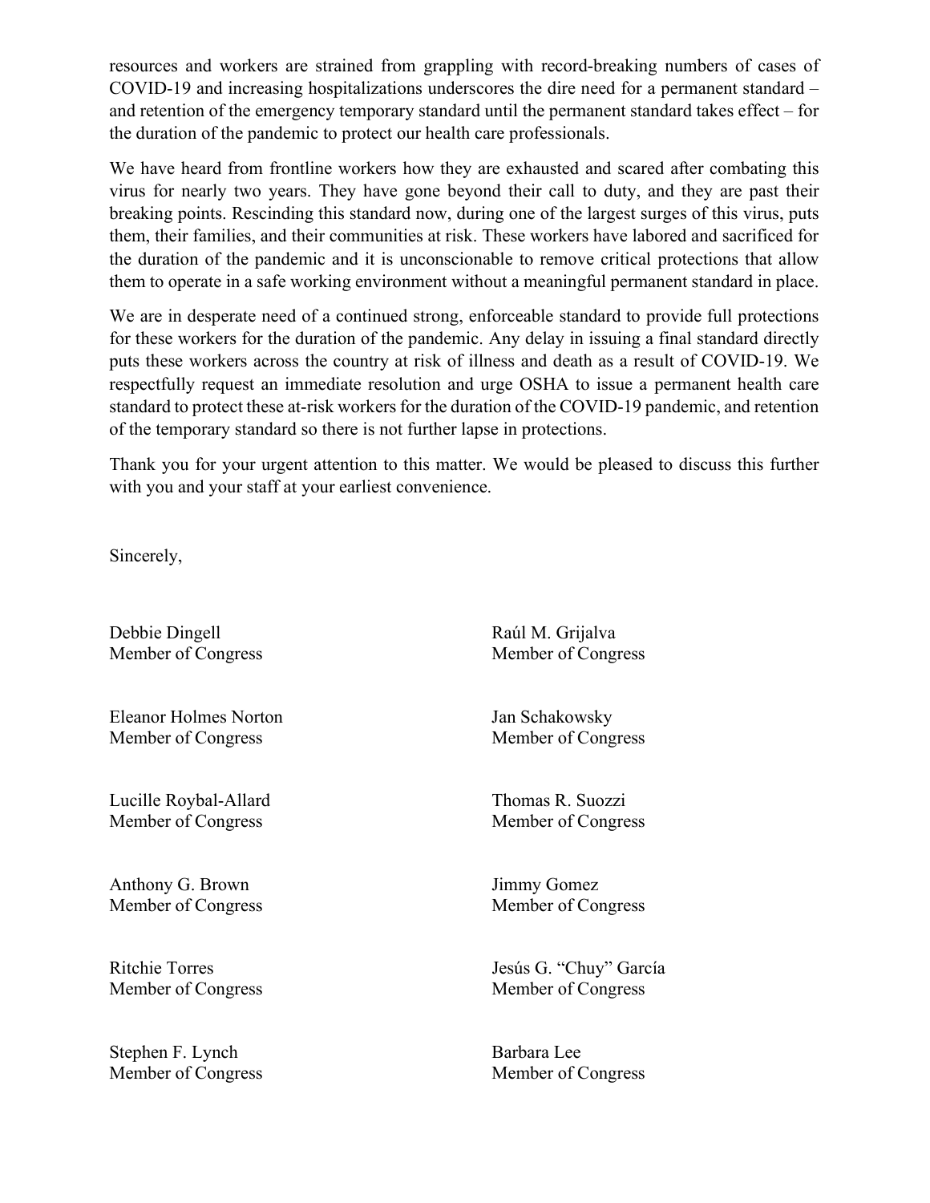resources and workers are strained from grappling with record-breaking numbers of cases of COVID-19 and increasing hospitalizations underscores the dire need for a permanent standard – and retention of the emergency temporary standard until the permanent standard takes effect – for the duration of the pandemic to protect our health care professionals.

We have heard from frontline workers how they are exhausted and scared after combating this virus for nearly two years. They have gone beyond their call to duty, and they are past their breaking points. Rescinding this standard now, during one of the largest surges of this virus, puts them, their families, and their communities at risk. These workers have labored and sacrificed for the duration of the pandemic and it is unconscionable to remove critical protections that allow them to operate in a safe working environment without a meaningful permanent standard in place.

We are in desperate need of a continued strong, enforceable standard to provide full protections for these workers for the duration of the pandemic. Any delay in issuing a final standard directly puts these workers across the country at risk of illness and death as a result of COVID-19. We respectfully request an immediate resolution and urge OSHA to issue a permanent health care standard to protect these at-risk workers for the duration of the COVID-19 pandemic, and retention of the temporary standard so there is not further lapse in protections.

Thank you for your urgent attention to this matter. We would be pleased to discuss this further with you and your staff at your earliest convenience.

Sincerely,

Debbie Dingell
Member of Congress

Raúl M. Grijalva
Member of Congress

Eleanor Holmes Norton
Member of Congress

Jan Schakowsky
Member of Congress

Lucille Roybal-Allard
Member of Congress

Thomas R. Suozzi
Member of Congress

Anthony G. Brown
Member of Congress

Jimmy Gomez
Member of Congress

Ritchie Torres
Member of Congress

Jesús G. "Chuy" García
Member of Congress

Stephen F. Lynch
Member of Congress

Barbara Lee
Member of Congress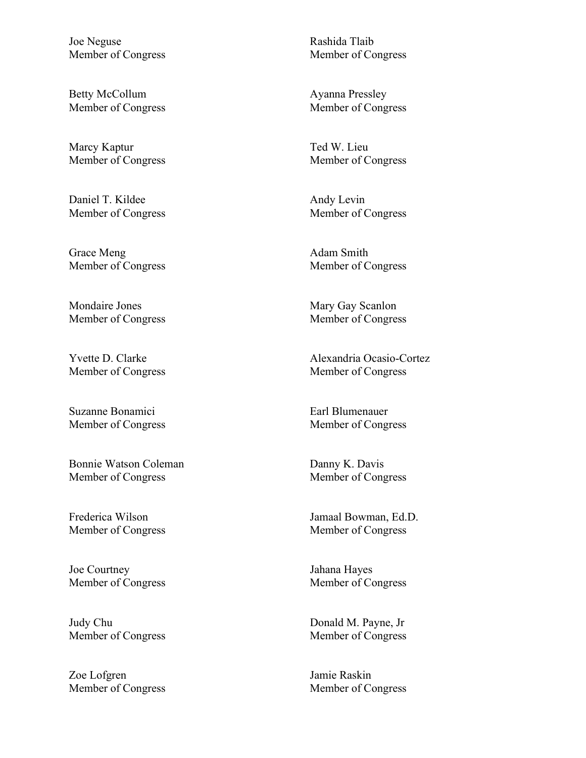Joe Neguse
Member of Congress

Rashida Tlaib
Member of Congress

Betty McCollum
Member of Congress

Ayanna Pressley
Member of Congress

Marcy Kaptur
Member of Congress

Ted W. Lieu
Member of Congress

Daniel T. Kildee
Member of Congress

Andy Levin
Member of Congress

Grace Meng
Member of Congress

Adam Smith
Member of Congress

Mondaire Jones
Member of Congress

Mary Gay Scanlon
Member of Congress

Yvette D. Clarke
Member of Congress

Alexandria Ocasio-Cortez
Member of Congress

Suzanne Bonamici
Member of Congress

Earl Blumenauer
Member of Congress

Bonnie Watson Coleman
Member of Congress

Danny K. Davis
Member of Congress

Frederica Wilson
Member of Congress

Jamaal Bowman, Ed.D.
Member of Congress

Joe Courtney
Member of Congress

Jahana Hayes
Member of Congress

Judy Chu
Member of Congress

Donald M. Payne, Jr
Member of Congress

Zoe Lofgren
Member of Congress

Jamie Raskin
Member of Congress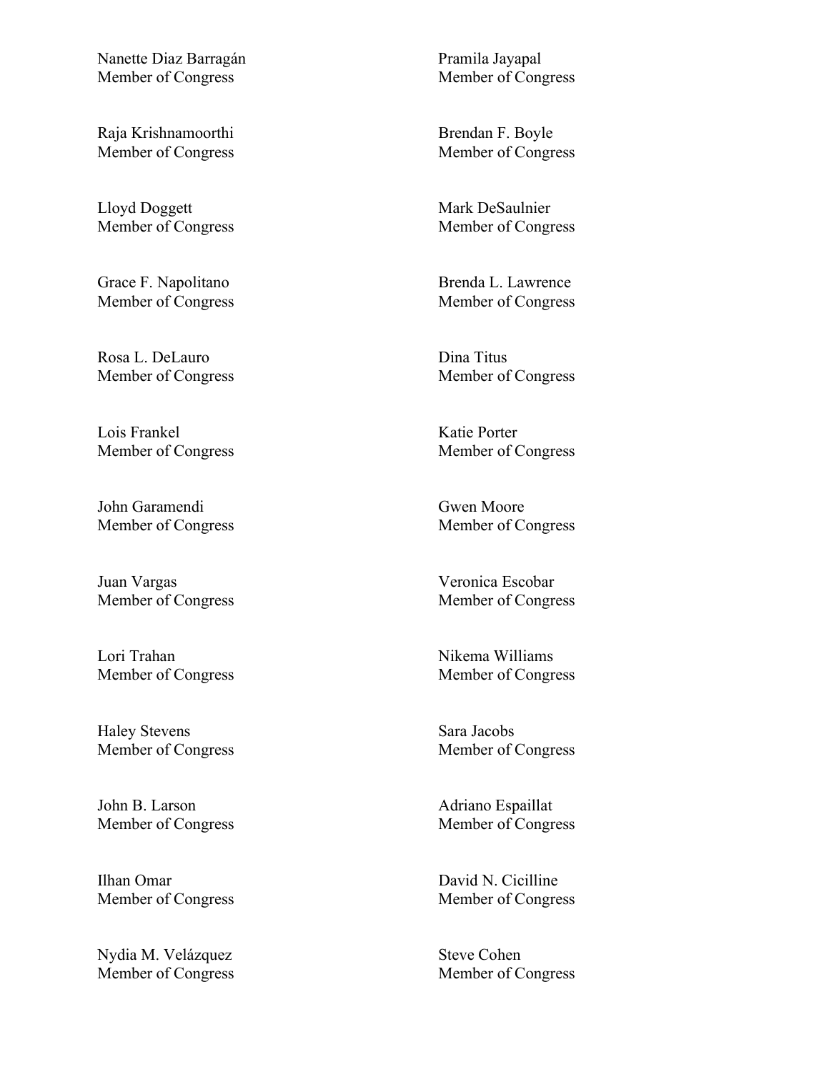Nanette Diaz Barragán
Member of Congress

Pramila Jayapal
Member of Congress

Raja Krishnamoorthi
Member of Congress

Brendan F. Boyle
Member of Congress

Lloyd Doggett
Member of Congress

Mark DeSaulnier
Member of Congress

Grace F. Napolitano
Member of Congress

Brenda L. Lawrence
Member of Congress

Rosa L. DeLauro
Member of Congress

Dina Titus
Member of Congress

Lois Frankel
Member of Congress

Katie Porter
Member of Congress

John Garamendi
Member of Congress

Gwen Moore
Member of Congress

Juan Vargas
Member of Congress

Veronica Escobar
Member of Congress

Lori Trahan
Member of Congress

Nikema Williams
Member of Congress

Haley Stevens
Member of Congress

Sara Jacobs
Member of Congress

John B. Larson
Member of Congress

Adriano Espaillat
Member of Congress

Ilhan Omar
Member of Congress

David N. Cicilline
Member of Congress

Nydia M. Velázquez
Member of Congress

Steve Cohen
Member of Congress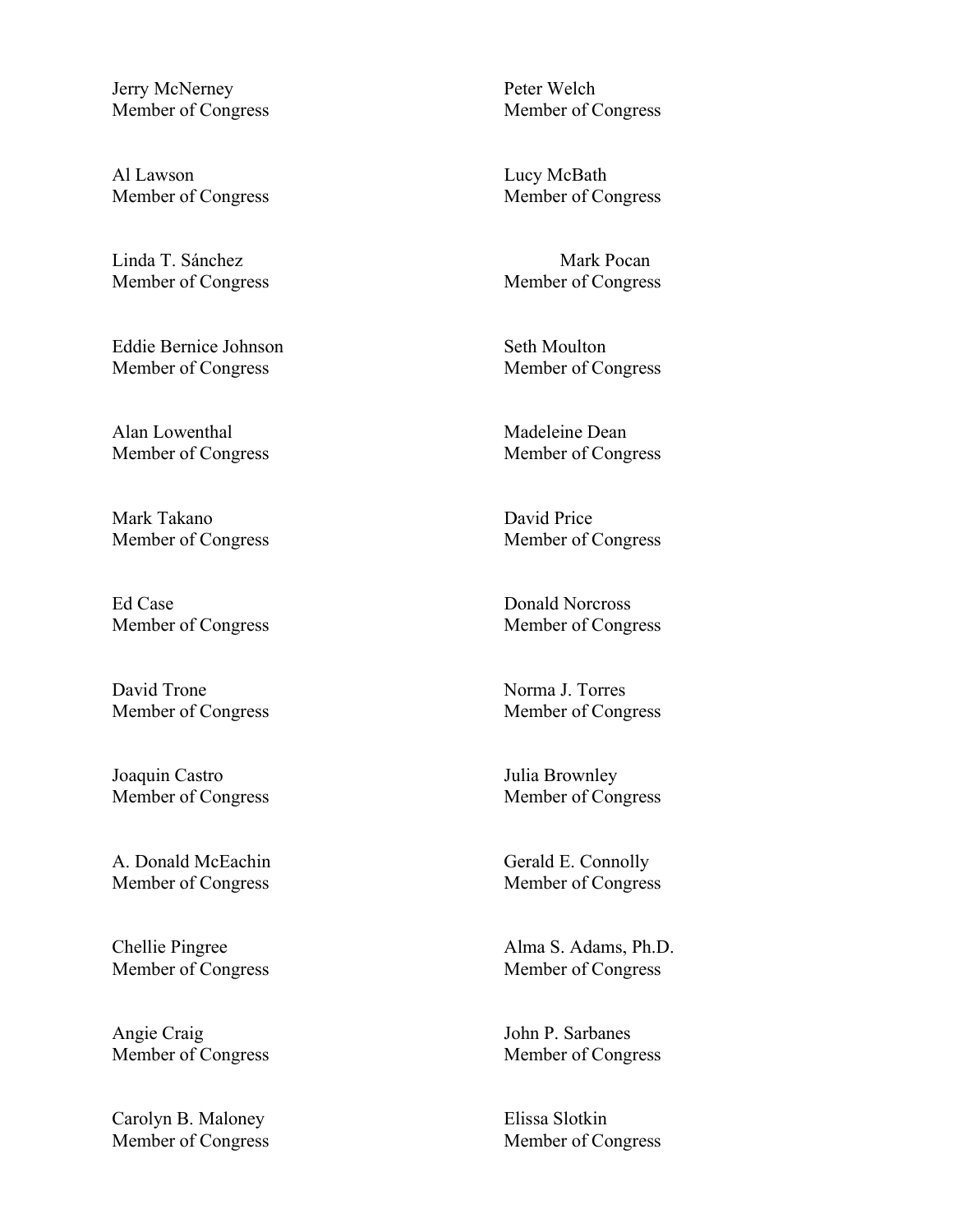Jerry McNerney
Member of Congress

Peter Welch
Member of Congress

Al Lawson
Member of Congress

Lucy McBath
Member of Congress

Linda T. Sánchez
Member of Congress

Mark Pocan
Member of Congress

Eddie Bernice Johnson
Member of Congress

Seth Moulton
Member of Congress

Alan Lowenthal
Member of Congress

Madeleine Dean
Member of Congress

Mark Takano
Member of Congress

David Price
Member of Congress

Ed Case
Member of Congress

Donald Norcross
Member of Congress

David Trone
Member of Congress

Norma J. Torres
Member of Congress

Joaquin Castro
Member of Congress

Julia Brownley
Member of Congress

A. Donald McEachin
Member of Congress

Gerald E. Connolly
Member of Congress

Chellie Pingree
Member of Congress

Alma S. Adams, Ph.D.
Member of Congress

Angie Craig
Member of Congress

John P. Sarbanes
Member of Congress

Carolyn B. Maloney
Member of Congress

Elissa Slotkin
Member of Congress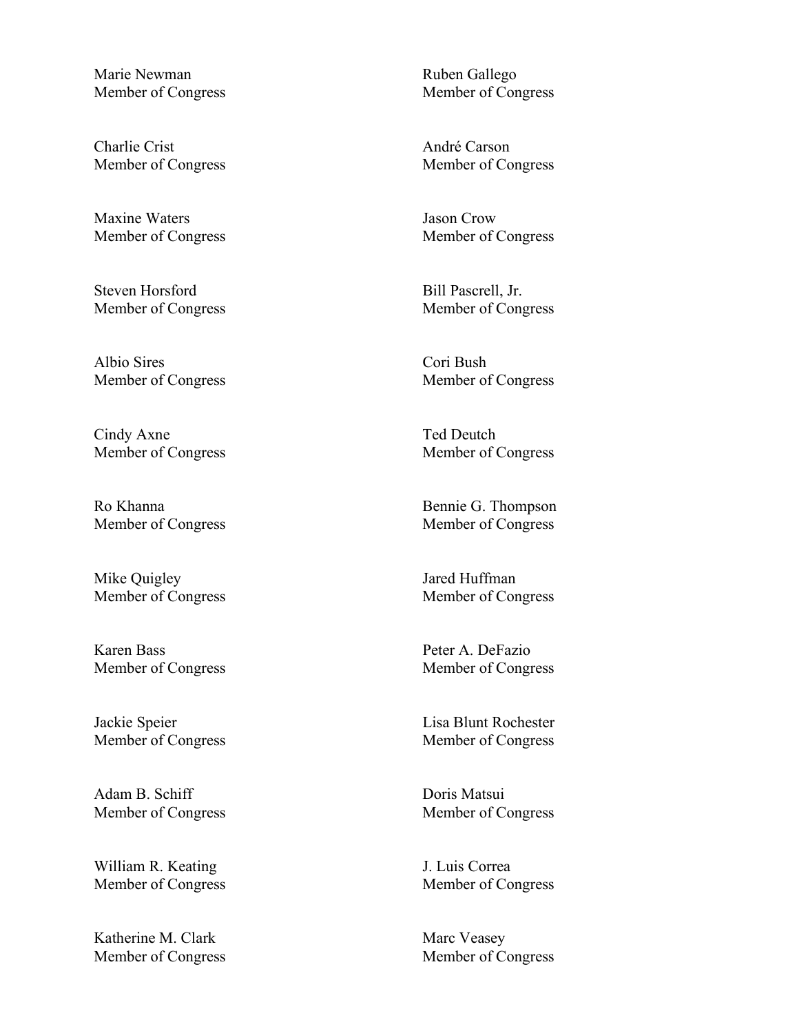Marie Newman
Member of Congress

Ruben Gallego
Member of Congress

Charlie Crist
Member of Congress

André Carson
Member of Congress

Maxine Waters
Member of Congress

Jason Crow
Member of Congress

Steven Horsford
Member of Congress

Bill Pascrell, Jr.
Member of Congress

Albio Sires
Member of Congress

Cori Bush
Member of Congress

Cindy Axne
Member of Congress

Ted Deutch
Member of Congress

Ro Khanna
Member of Congress

Bennie G. Thompson
Member of Congress

Mike Quigley
Member of Congress

Jared Huffman
Member of Congress

Karen Bass
Member of Congress

Peter A. DeFazio
Member of Congress

Jackie Speier
Member of Congress

Lisa Blunt Rochester
Member of Congress

Adam B. Schiff
Member of Congress

Doris Matsui
Member of Congress

William R. Keating
Member of Congress

J. Luis Correa
Member of Congress

Katherine M. Clark
Member of Congress

Marc Veasey
Member of Congress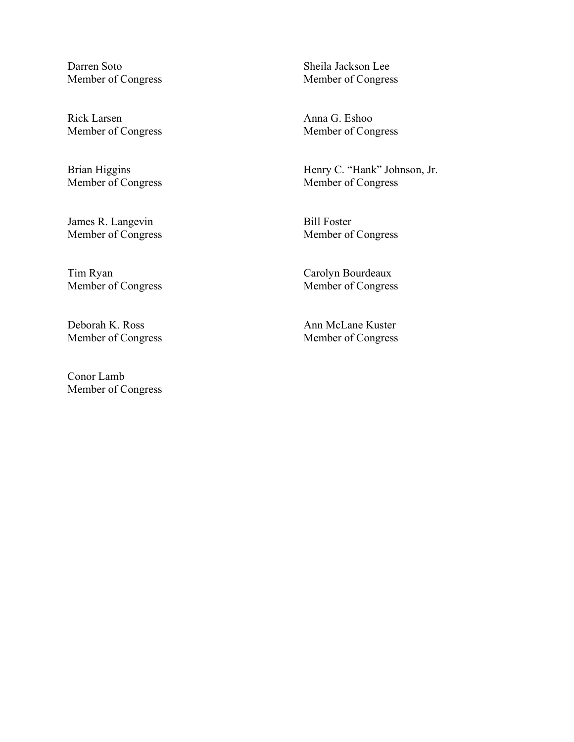Darren Soto
Member of Congress

Sheila Jackson Lee
Member of Congress

Rick Larsen
Member of Congress

Anna G. Eshoo
Member of Congress

Brian Higgins
Member of Congress

Henry C. "Hank" Johnson, Jr.
Member of Congress

James R. Langevin
Member of Congress

Bill Foster
Member of Congress

Tim Ryan
Member of Congress

Carolyn Bourdeaux
Member of Congress

Deborah K. Ross
Member of Congress

Ann McLane Kuster
Member of Congress

Conor Lamb
Member of Congress